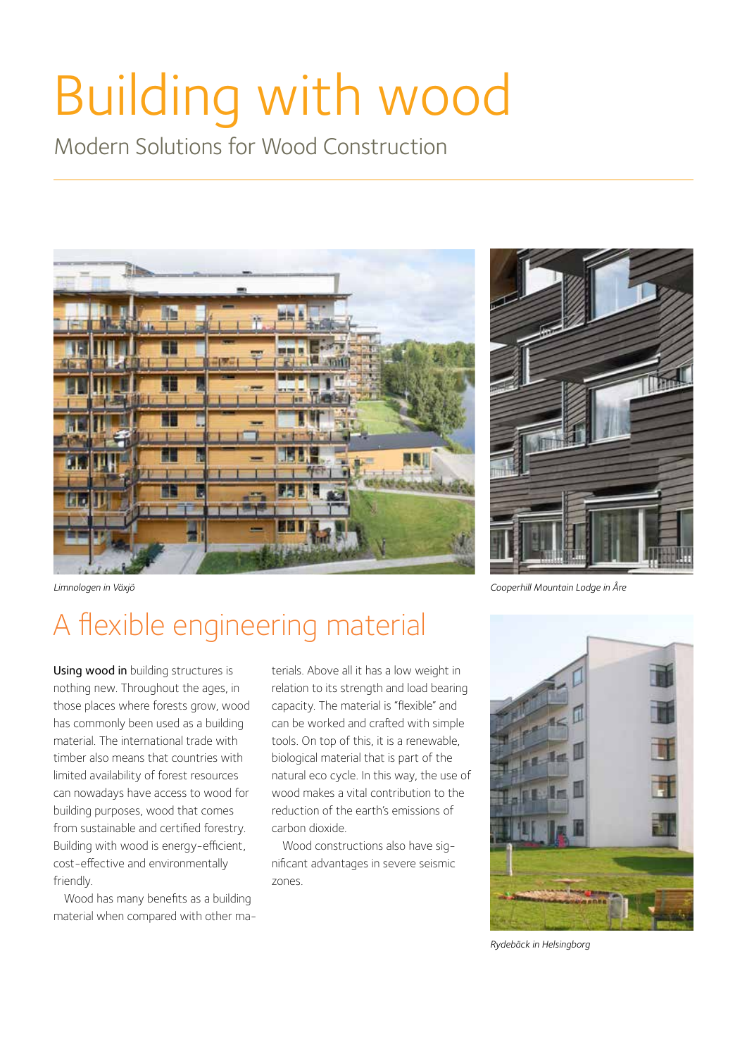# Building with wood

Modern Solutions for Wood Construction

*Limnologen in Växjö*

*Cooperhill Mountain Lodge in Åre*

## A flexible engineering material

**Using wood in** building structures is nothing new. Throughout the ages, in those places where forests grow, wood has commonly been used as a building material. The international trade with timber also means that countries with limited availability of forest resources can nowadays have access to wood for building purposes, wood that comes from sustainable and certified forestry. Building with wood is energy-efficient, cost-effective and environmentally friendly.

Wood has many benefits as a building material when compared with other materials. Above all it has a low weight in relation to its strength and load bearing capacity. The material is "flexible" and can be worked and crafted with simple tools. On top of this, it is a renewable, biological material that is part of the natural eco cycle. In this way, the use of wood makes a vital contribution to the reduction of the earth's emissions of carbon dioxide.

Wood constructions also have significant advantages in severe seismic zones.

*Rydebäck in Helsingborg*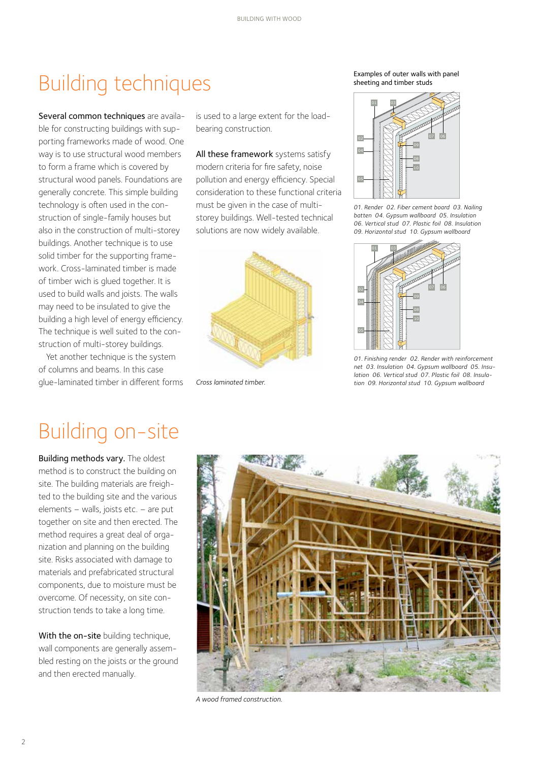# Building techniques

**Several common techniques** are available for constructing buildings with supporting frameworks made of wood. One way is to use structural wood members to form a frame which is covered by structural wood panels. Foundations are generally concrete. This simple building technology is often used in the construction of single-family houses but also in the construction of multi-storey buildings. Another technique is to use solid timber for the supporting framework. Cross-laminated timber is made of timber wich is glued together. It is used to build walls and joists. The walls may need to be insulated to give the building a high level of energy efficiency. The technique is well suited to the construction of multi-storey buildings.

Yet another technique is the system of columns and beams. In this case glue-laminated timber in different forms is used to a large extent for the load-bearing construction.

**All these framework** systems satisfy modern criteria for fire safety, noise pollution and energy efficiency. Special consideration to these functional criteria must be given in the case of multi-storey buildings. Well-tested technical solutions are now widely available.

*Cross laminated timber.*

Examples of outer walls with panel sheeting and timber studs

*01. Render 02. Fiber cement board 03. Nailing batten 04. Gypsum wallboard 05. Insulation 06. Vertical stud 07. Plastic foil 08. Insulation 09. Horizontal stud 10. Gypsum wallboard*

*01. Finishing render 02. Render with reinforcement net 03. Insulation 04. Gypsum wallboard 05. Insulation 06. Vertical stud 07. Plastic foil 08. Insulation 09. Horizontal stud 10. Gypsum wallboard*

# Building on-site

**Building methods vary.** The oldest method is to construct the building on site. The building materials are freighted to the building site and the various elements – walls, joists etc. – are put together on site and then erected. The method requires a great deal of organization and planning on the building site. Risks associated with damage to materials and prefabricated structural components, due to moisture must be overcome. Of necessity, on site construction tends to take a long time.

**With the on-site** building technique, wall components are generally assembled resting on the joists or the ground and then erected manually.

*A wood framed construction.*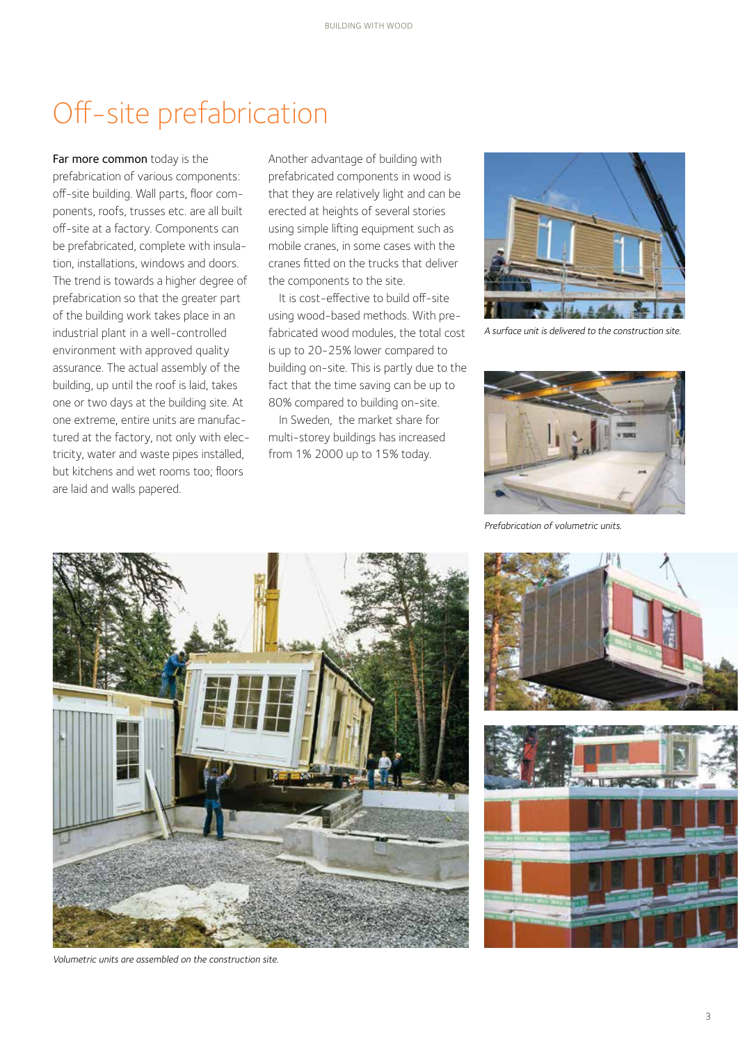# Off-site prefabrication

**Far more common** today is the prefabrication of various components: off-site building. Wall parts, floor components, roofs, trusses etc. are all built off-site at a factory. Components can be prefabricated, complete with insulation, installations, windows and doors. The trend is towards a higher degree of prefabrication so that the greater part of the building work takes place in an industrial plant in a well-controlled environment with approved quality assurance. The actual assembly of the building, up until the roof is laid, takes one or two days at the building site. At one extreme, entire units are manufactured at the factory, not only with electricity, water and waste pipes installed, but kitchens and wet rooms too; floors are laid and walls papered.

Another advantage of building with prefabricated components in wood is that they are relatively light and can be erected at heights of several stories using simple lifting equipment such as mobile cranes, in some cases with the cranes fitted on the trucks that deliver the components to the site.

It is cost-effective to build off-site using wood-based methods. With prefabricated wood modules, the total cost is up to 20-25% lower compared to building on-site. This is partly due to the fact that the time saving can be up to 80% compared to building on-site.

In Sweden, the market share for multi-storey buildings has increased from 1% 2000 up to 15% today.

*A surface unit is delivered to the construction site.*

*Prefabrication of volumetric units.*

*Volumetric units are assembled on the construction site.*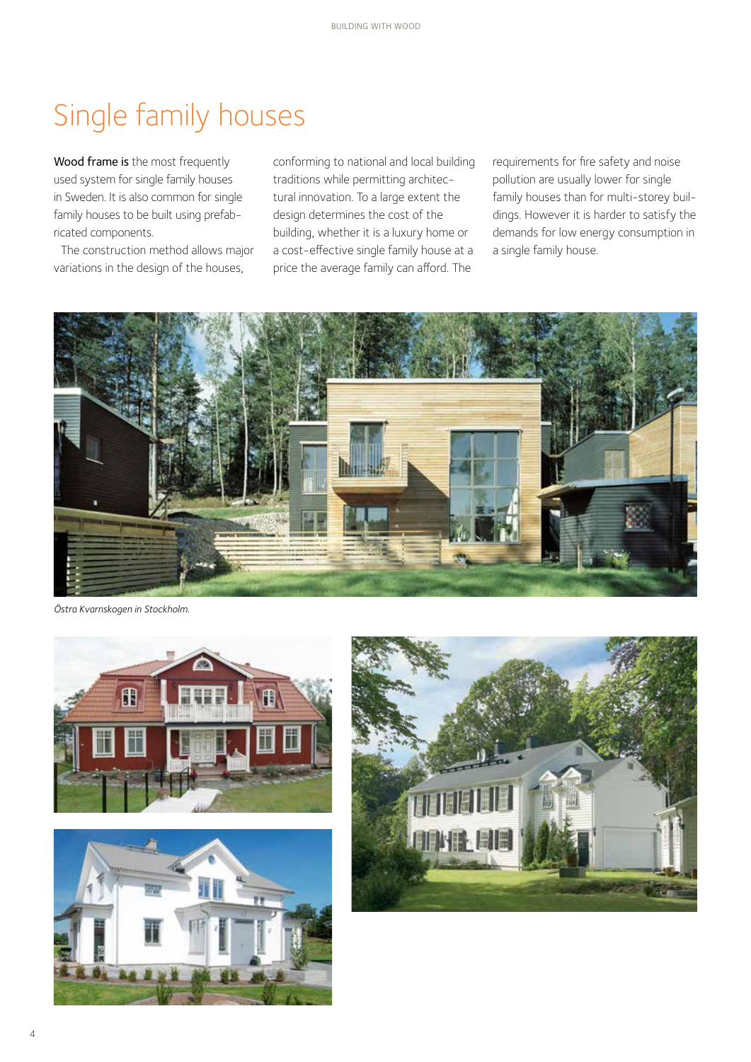# Single family houses

**Wood frame is** the most frequently used system for single family houses in Sweden. It is also common for single family houses to be built using prefabricated components.

The construction method allows major variations in the design of the houses, conforming to national and local building traditions while permitting architectural innovation. To a large extent the design determines the cost of the building, whether it is a luxury home or a cost-effective single family house at a price the average family can afford. The requirements for fire safety and noise pollution are usually lower for single family houses than for multi-storey buildings. However it is harder to satisfy the demands for low energy consumption in a single family house.

*Östra Kvarnskogen in Stockholm.*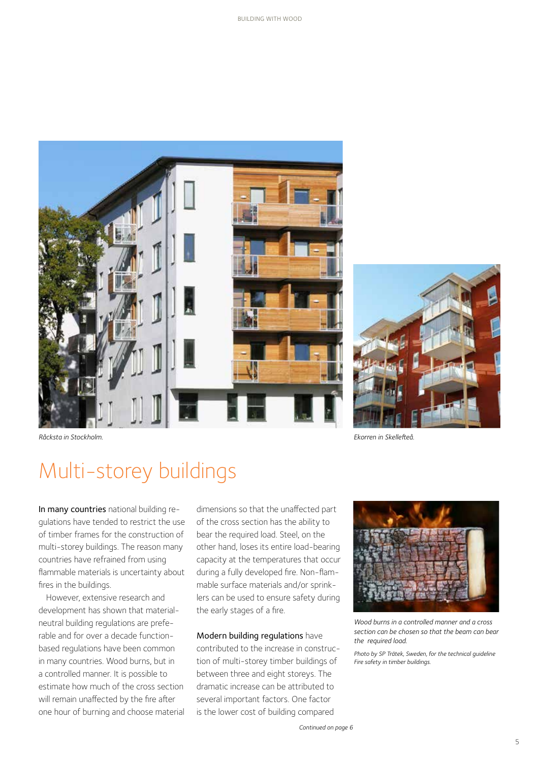Råcksta in Stockholm.

Ekorren in Skellefteå.

# Multi-storey buildings

**In many countries** national building regulations have tended to restrict the use of timber frames for the construction of multi-storey buildings. The reason many countries have refrained from using flammable materials is uncertainty about fires in the buildings.

However, extensive research and development has shown that material-neutral building regulations are preferable and for over a decade function-based regulations have been common in many countries. Wood burns, but in a controlled manner. It is possible to estimate how much of the cross section will remain unaffected by the fire after one hour of burning and choose material dimensions so that the unaffected part of the cross section has the ability to bear the required load. Steel, on the other hand, loses its entire load-bearing capacity at the temperatures that occur during a fully developed fire. Non-flammable surface materials and/or sprinklers can be used to ensure safety during the early stages of a fire.

**Modern building regulations** have contributed to the increase in construction of multi-storey timber buildings of between three and eight storeys. The dramatic increase can be attributed to several important factors. One factor is the lower cost of building compared

*Continued on page 6*

*Wood burns in a controlled manner and a cross section can be chosen so that the beam can bear the required load.*

*Photo by SP Trätek, Sweden, for the technical guideline Fire safety in timber buildings.*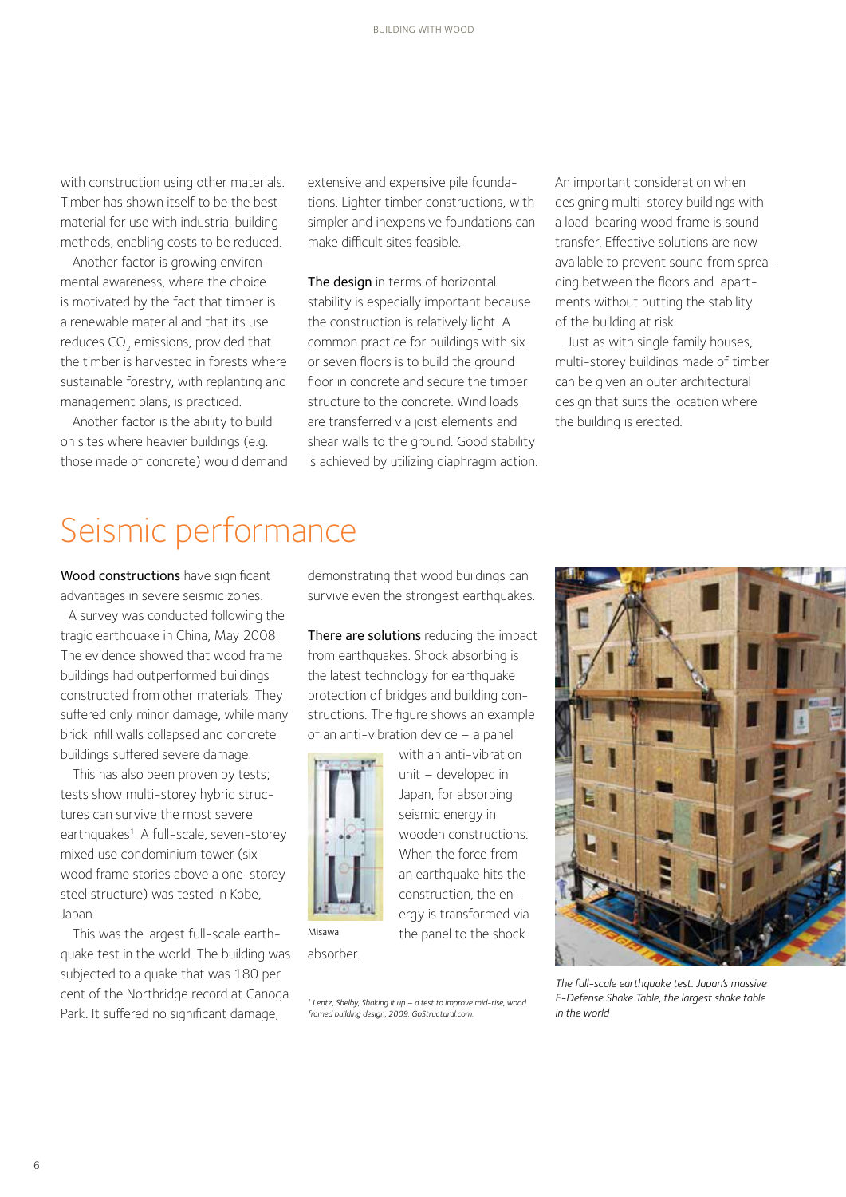with construction using other materials. Timber has shown itself to be the best material for use with industrial building methods, enabling costs to be reduced.

Another factor is growing environmental awareness, where the choice is motivated by the fact that timber is a renewable material and that its use reduces $CO_2$ emissions, provided that the timber is harvested in forests where sustainable forestry, with replanting and management plans, is practiced.

Another factor is the ability to build on sites where heavier buildings (e.g. those made of concrete) would demand extensive and expensive pile foundations. Lighter timber constructions, with simpler and inexpensive foundations can make difficult sites feasible.

**The design** in terms of horizontal stability is especially important because the construction is relatively light. A common practice for buildings with six or seven floors is to build the ground floor in concrete and secure the timber structure to the concrete. Wind loads are transferred via joist elements and shear walls to the ground. Good stability is achieved by utilizing diaphragm action.

An important consideration when designing multi-storey buildings with a load-bearing wood frame is sound transfer. Effective solutions are now available to prevent sound from spreading between the floors and apartments without putting the stability of the building at risk.

Just as with single family houses, multi-storey buildings made of timber can be given an outer architectural design that suits the location where the building is erected.

# Seismic performance

**Wood constructions** have significant advantages in severe seismic zones.

A survey was conducted following the tragic earthquake in China, May 2008. The evidence showed that wood frame buildings had outperformed buildings constructed from other materials. They suffered only minor damage, while many brick infill walls collapsed and concrete buildings suffered severe damage.

This has also been proven by tests; tests show multi-storey hybrid structures can survive the most severe earthquakes[1]. A full-scale, seven-storey mixed use condominium tower (six wood frame stories above a one-storey steel structure) was tested in Kobe, Japan.

This was the largest full-scale earthquake test in the world. The building was subjected to a quake that was 180 per cent of the Northridge record at Canoga Park. It suffered no significant damage, demonstrating that wood buildings can survive even the strongest earthquakes.

**There are solutions** reducing the impact from earthquakes. Shock absorbing is the latest technology for earthquake protection of bridges and building constructions. The figure shows an example of an anti-vibration device – a panel with an anti-vibration unit – developed in Japan, for absorbing seismic energy in wooden constructions. When the force from an earthquake hits the construction, the energy is transformed via the panel to the shock absorber.

Misawa

*The full-scale earthquake test. Japan's massive E-Defense Shake Table, the largest shake table in the world*

[1] *Lentz, Shelby, Shaking it up – a test to improve mid-rise, wood framed building design, 2009. GoStructural.com.*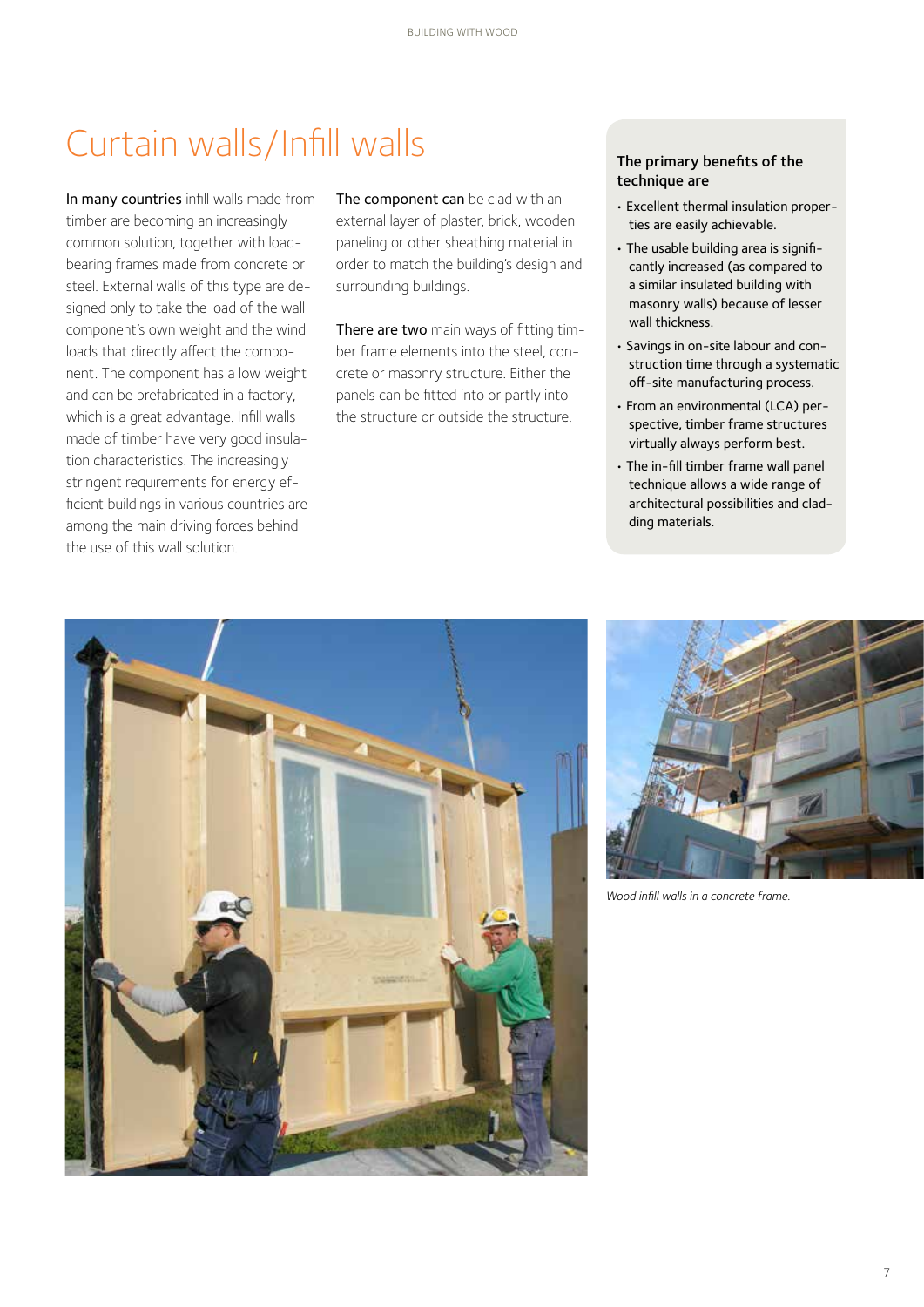# Curtain walls/Infill walls

In many countries infill walls made from timber are becoming an increasingly common solution, together with load-bearing frames made from concrete or steel. External walls of this type are designed only to take the load of the wall component's own weight and the wind loads that directly affect the component. The component has a low weight and can be prefabricated in a factory, which is a great advantage. Infill walls made of timber have very good insulation characteristics. The increasingly stringent requirements for energy efficient buildings in various countries are among the main driving forces behind the use of this wall solution.

The component can be clad with an external layer of plaster, brick, wooden paneling or other sheathing material in order to match the building's design and surrounding buildings.

There are two main ways of fitting timber frame elements into the steel, concrete or masonry structure. Either the panels can be fitted into or partly into the structure or outside the structure.

**The primary benefits of the technique are**

- Excellent thermal insulation properties are easily achievable.
- The usable building area is significantly increased (as compared to a similar insulated building with masonry walls) because of lesser wall thickness.
- Savings in on-site labour and construction time through a systematic off-site manufacturing process.
- From an environmental (LCA) perspective, timber frame structures virtually always perform best.
- The in-fill timber frame wall panel technique allows a wide range of architectural possibilities and cladding materials.

*Wood infill walls in a concrete frame.*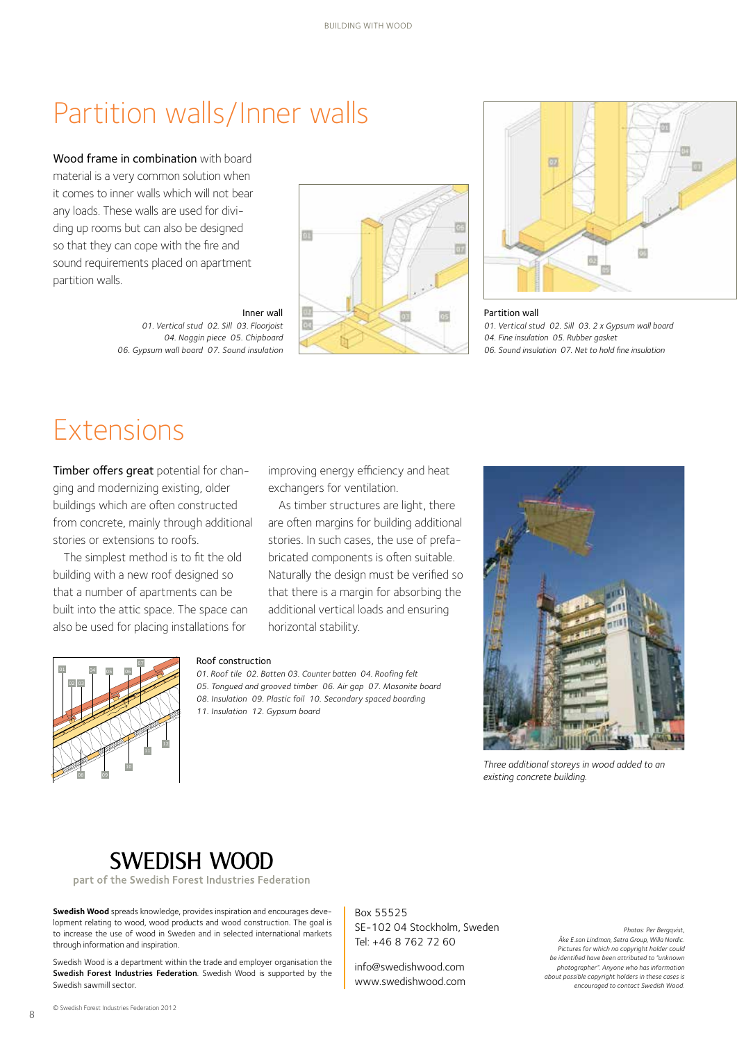# Partition walls/Inner walls

**Wood frame in combination** with board material is a very common solution when it comes to inner walls which will not bear any loads. These walls are used for dividing up rooms but can also be designed so that they can cope with the fire and sound requirements placed on apartment partition walls.

Inner wall

*01. Vertical stud 02. Sill 03. Floorjoist 04. Noggin piece 05. Chipboard 06. Gypsum wall board 07. Sound insulation*

Partition wall

*01. Vertical stud 02. Sill 03. 2 x Gypsum wall board 04. Fine insulation 05. Rubber gasket 06. Sound insulation 07. Net to hold fine insulation*

# Extensions

**Timber offers great** potential for changing and modernizing existing, older buildings which are often constructed from concrete, mainly through additional stories or extensions to roofs.

The simplest method is to fit the old building with a new roof designed so that a number of apartments can be built into the attic space. The space can also be used for placing installations for improving energy efficiency and heat exchangers for ventilation.

As timber structures are light, there are often margins for building additional stories. In such cases, the use of prefabricated components is often suitable. Naturally the design must be verified so that there is a margin for absorbing the additional vertical loads and ensuring horizontal stability.

Roof construction

*01. Roof tile 02. Batten 03. Counter batten 04. Roofing felt 05. Tongued and grooved timber 06. Air gap 07. Masonite board 08. Insulation 09. Plastic foil 10. Secondary spaced boarding 11. Insulation 12. Gypsum board*

*Three additional storeys in wood added to an existing concrete building.*

## SWEDISH WOOD

part of the Swedish Forest Industries Federation

**Swedish Wood** spreads knowledge, provides inspiration and encourages development relating to wood, wood products and wood construction. The goal is to increase the use of wood in Sweden and in selected international markets through information and inspiration.

Swedish Wood is a department within the trade and employer organisation the **Swedish Forest Industries Federation**. Swedish Wood is supported by the Swedish sawmill sector.

Box 55525
SE-102 04 Stockholm, Sweden
Tel: +46 8 762 72 60

info@swedishwood.com
www.swedishwood.com

*Photos: Per Bergqvist, Åke E:son Lindman, Setra Group, Willa Nordic. Pictures for which no copyright holder could be identified have been attributed to "unknown photographer". Anyone who has information about possible copyright holders in these cases is encouraged to contact Swedish Wood.*

© Swedish Forest Industries Federation 2012